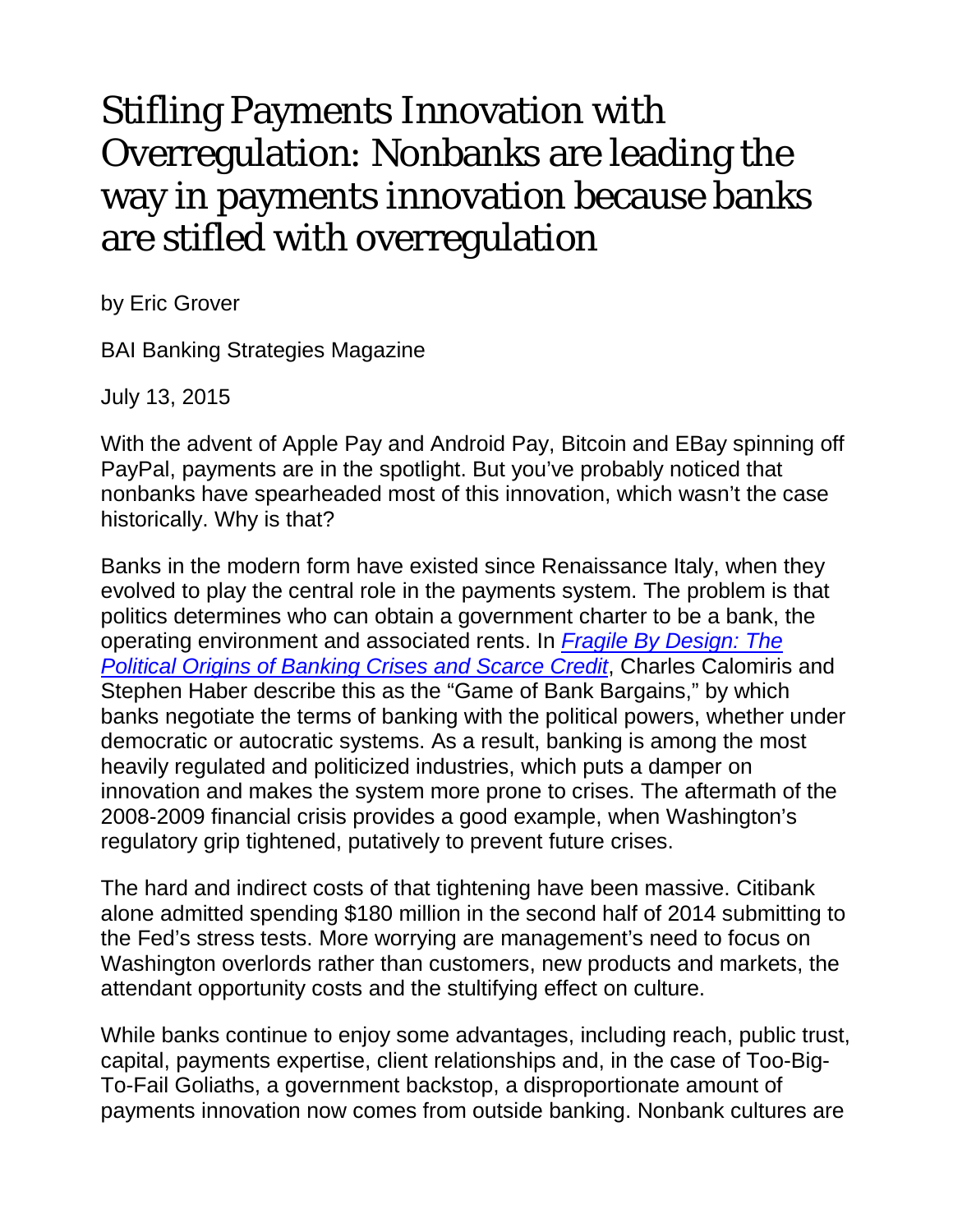# Stifling Payments Innovation with Overregulation: Nonbanks are leading the way in payments innovation because banks are stifled with overregulation

by Eric Grover

BAI Banking Strategies Magazine

July 13, 2015

With the advent of Apple Pay and Android Pay, Bitcoin and EBay spinning off PayPal, payments are in the spotlight. But you've probably noticed that nonbanks have spearheaded most of this innovation, which wasn't the case historically. Why is that?

Banks in the modern form have existed since Renaissance Italy, when they evolved to play the central role in the payments system. The problem is that politics determines who can obtain a government charter to be a bank, the operating environment and associated rents. In *Fragile By Design: The Political Origins of Banking Crises and Scarce Credit*, Charles Calomiris and Stephen Haber describe this as the "Game of Bank Bargains," by which banks negotiate the terms of banking with the political powers, whether under democratic or autocratic systems. As a result, banking is among the most heavily regulated and politicized industries, which puts a damper on innovation and makes the system more prone to crises. The aftermath of the 2008-2009 financial crisis provides a good example, when Washington's regulatory grip tightened, putatively to prevent future crises.

The hard and indirect costs of that tightening have been massive. Citibank alone admitted spending $180 million in the second half of 2014 submitting to the Fed's stress tests. More worrying are management's need to focus on Washington overlords rather than customers, new products and markets, the attendant opportunity costs and the stultifying effect on culture.

While banks continue to enjoy some advantages, including reach, public trust, capital, payments expertise, client relationships and, in the case of Too-Big-To-Fail Goliaths, a government backstop, a disproportionate amount of payments innovation now comes from outside banking. Nonbank cultures are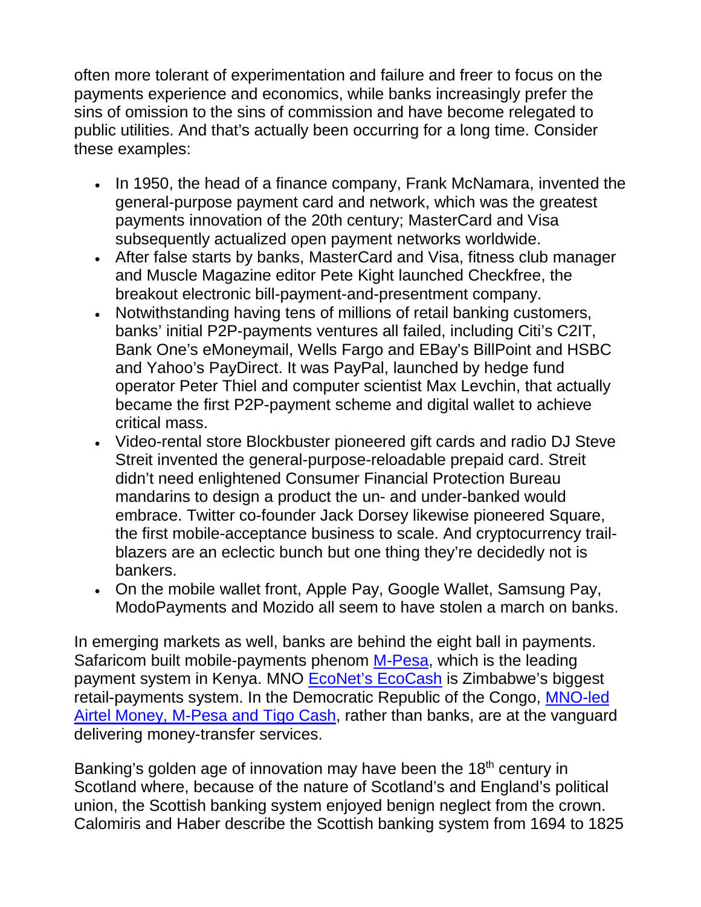often more tolerant of experimentation and failure and freer to focus on the payments experience and economics, while banks increasingly prefer the sins of omission to the sins of commission and have become relegated to public utilities. And that's actually been occurring for a long time. Consider these examples:

- In 1950, the head of a finance company, Frank McNamara, invented the general-purpose payment card and network, which was the greatest payments innovation of the 20th century; MasterCard and Visa subsequently actualized open payment networks worldwide.
- After false starts by banks, MasterCard and Visa, fitness club manager and Muscle Magazine editor Pete Kight launched Checkfree, the breakout electronic bill-payment-and-presentment company.
- Notwithstanding having tens of millions of retail banking customers, banks' initial P2P-payments ventures all failed, including Citi's C2IT, Bank One's eMoneymail, Wells Fargo and EBay's BillPoint and HSBC and Yahoo's PayDirect. It was PayPal, launched by hedge fund operator Peter Thiel and computer scientist Max Levchin, that actually became the first P2P-payment scheme and digital wallet to achieve critical mass.
- Video-rental store Blockbuster pioneered gift cards and radio DJ Steve Streit invented the general-purpose-reloadable prepaid card. Streit didn't need enlightened Consumer Financial Protection Bureau mandarins to design a product the un- and under-banked would embrace. Twitter co-founder Jack Dorsey likewise pioneered Square, the first mobile-acceptance business to scale. And cryptocurrency trail-blazers are an eclectic bunch but one thing they're decidedly not is bankers.
- On the mobile wallet front, Apple Pay, Google Wallet, Samsung Pay, ModoPayments and Mozido all seem to have stolen a march on banks.

In emerging markets as well, banks are behind the eight ball in payments. Safaricom built mobile-payments phenom M-Pesa, which is the leading payment system in Kenya. MNO EcoNet's EcoCash is Zimbabwe's biggest retail-payments system. In the Democratic Republic of the Congo, MNO-led Airtel Money, M-Pesa and Tigo Cash, rather than banks, are at the vanguard delivering money-transfer services.

Banking's golden age of innovation may have been the 18th century in Scotland where, because of the nature of Scotland's and England's political union, the Scottish banking system enjoyed benign neglect from the crown. Calomiris and Haber describe the Scottish banking system from 1694 to 1825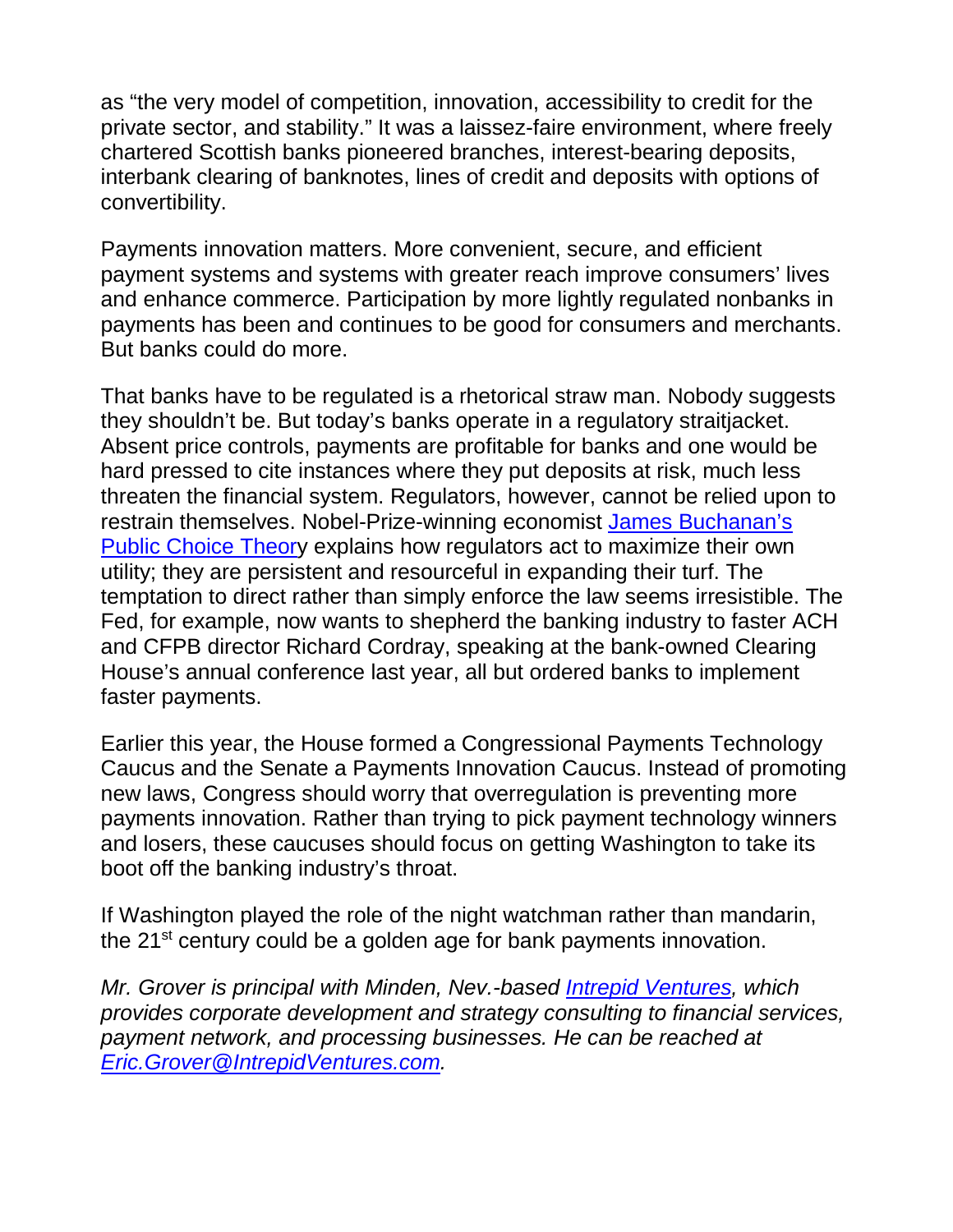as "the very model of competition, innovation, accessibility to credit for the private sector, and stability." It was a laissez-faire environment, where freely chartered Scottish banks pioneered branches, interest-bearing deposits, interbank clearing of banknotes, lines of credit and deposits with options of convertibility.

Payments innovation matters. More convenient, secure, and efficient payment systems and systems with greater reach improve consumers' lives and enhance commerce. Participation by more lightly regulated nonbanks in payments has been and continues to be good for consumers and merchants. But banks could do more.

That banks have to be regulated is a rhetorical straw man. Nobody suggests they shouldn't be. But today's banks operate in a regulatory straitjacket. Absent price controls, payments are profitable for banks and one would be hard pressed to cite instances where they put deposits at risk, much less threaten the financial system. Regulators, however, cannot be relied upon to restrain themselves. Nobel-Prize-winning economist [James Buchanan's Public Choice Theory]() explains how regulators act to maximize their own utility; they are persistent and resourceful in expanding their turf. The temptation to direct rather than simply enforce the law seems irresistible. The Fed, for example, now wants to shepherd the banking industry to faster ACH and CFPB director Richard Cordray, speaking at the bank-owned Clearing House's annual conference last year, all but ordered banks to implement faster payments.

Earlier this year, the House formed a Congressional Payments Technology Caucus and the Senate a Payments Innovation Caucus. Instead of promoting new laws, Congress should worry that overregulation is preventing more payments innovation. Rather than trying to pick payment technology winners and losers, these caucuses should focus on getting Washington to take its boot off the banking industry's throat.

If Washington played the role of the night watchman rather than mandarin, the 21st century could be a golden age for bank payments innovation.

*Mr. Grover is principal with Minden, Nev.-based [Intrepid Ventures](), which provides corporate development and strategy consulting to financial services, payment network, and processing businesses. He can be reached at [Eric.Grover@IntrepidVentures.com]().*